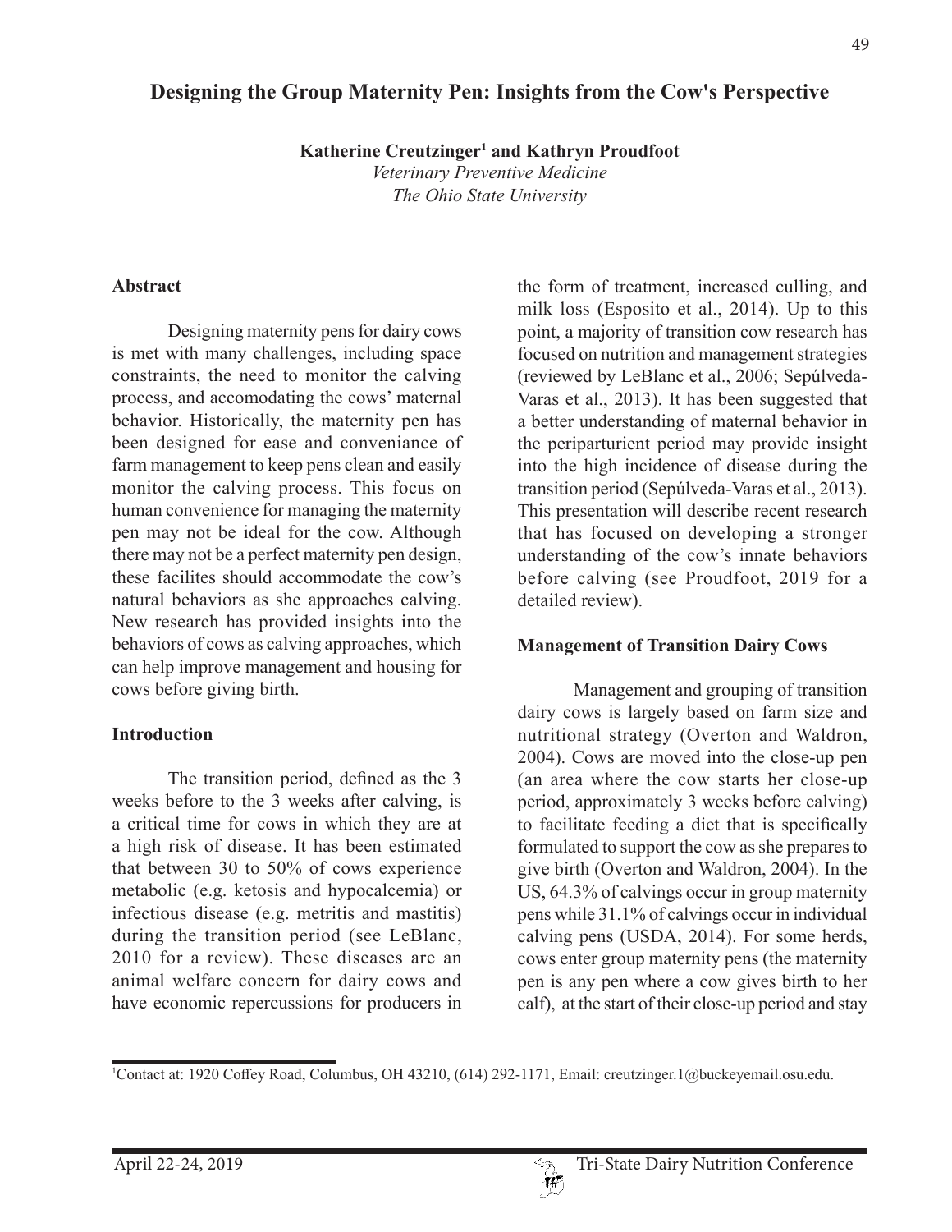# Designing the Group Maternity Pen: Insights from the Cow's Perspective

**Katherine Creutzinger[1] and Kathryn Proudfoot**

*Veterinary Preventive Medicine*
*The Ohio State University*

## Abstract

Designing maternity pens for dairy cows is met with many challenges, including space constraints, the need to monitor the calving process, and accomodating the cows' maternal behavior. Historically, the maternity pen has been designed for ease and conveniance of farm management to keep pens clean and easily monitor the calving process. This focus on human convenience for managing the maternity pen may not be ideal for the cow. Although there may not be a perfect maternity pen design, these facilites should accommodate the cow's natural behaviors as she approaches calving. New research has provided insights into the behaviors of cows as calving approaches, which can help improve management and housing for cows before giving birth.

## Introduction

The transition period, defined as the 3 weeks before to the 3 weeks after calving, is a critical time for cows in which they are at a high risk of disease. It has been estimated that between 30 to 50% of cows experience metabolic (e.g. ketosis and hypocalcemia) or infectious disease (e.g. metritis and mastitis) during the transition period (see LeBlanc, 2010 for a review). These diseases are an animal welfare concern for dairy cows and have economic repercussions for producers in the form of treatment, increased culling, and milk loss (Esposito et al., 2014). Up to this point, a majority of transition cow research has focused on nutrition and management strategies (reviewed by LeBlanc et al., 2006; Sepúlveda-Varas et al., 2013). It has been suggested that a better understanding of maternal behavior in the periparturient period may provide insight into the high incidence of disease during the transition period (Sepúlveda-Varas et al., 2013). This presentation will describe recent research that has focused on developing a stronger understanding of the cow's innate behaviors before calving (see Proudfoot, 2019 for a detailed review).

## Management of Transition Dairy Cows

Management and grouping of transition dairy cows is largely based on farm size and nutritional strategy (Overton and Waldron, 2004). Cows are moved into the close-up pen (an area where the cow starts her close-up period, approximately 3 weeks before calving) to facilitate feeding a diet that is specifically formulated to support the cow as she prepares to give birth (Overton and Waldron, 2004). In the US, 64.3% of calvings occur in group maternity pens while 31.1% of calvings occur in individual calving pens (USDA, 2014). For some herds, cows enter group maternity pens (the maternity pen is any pen where a cow gives birth to her calf), at the start of their close-up period and stay

[1]Contact at: 1920 Coffey Road, Columbus, OH 43210, (614) 292-1171, Email: creutzinger.1@buckeyemail.osu.edu.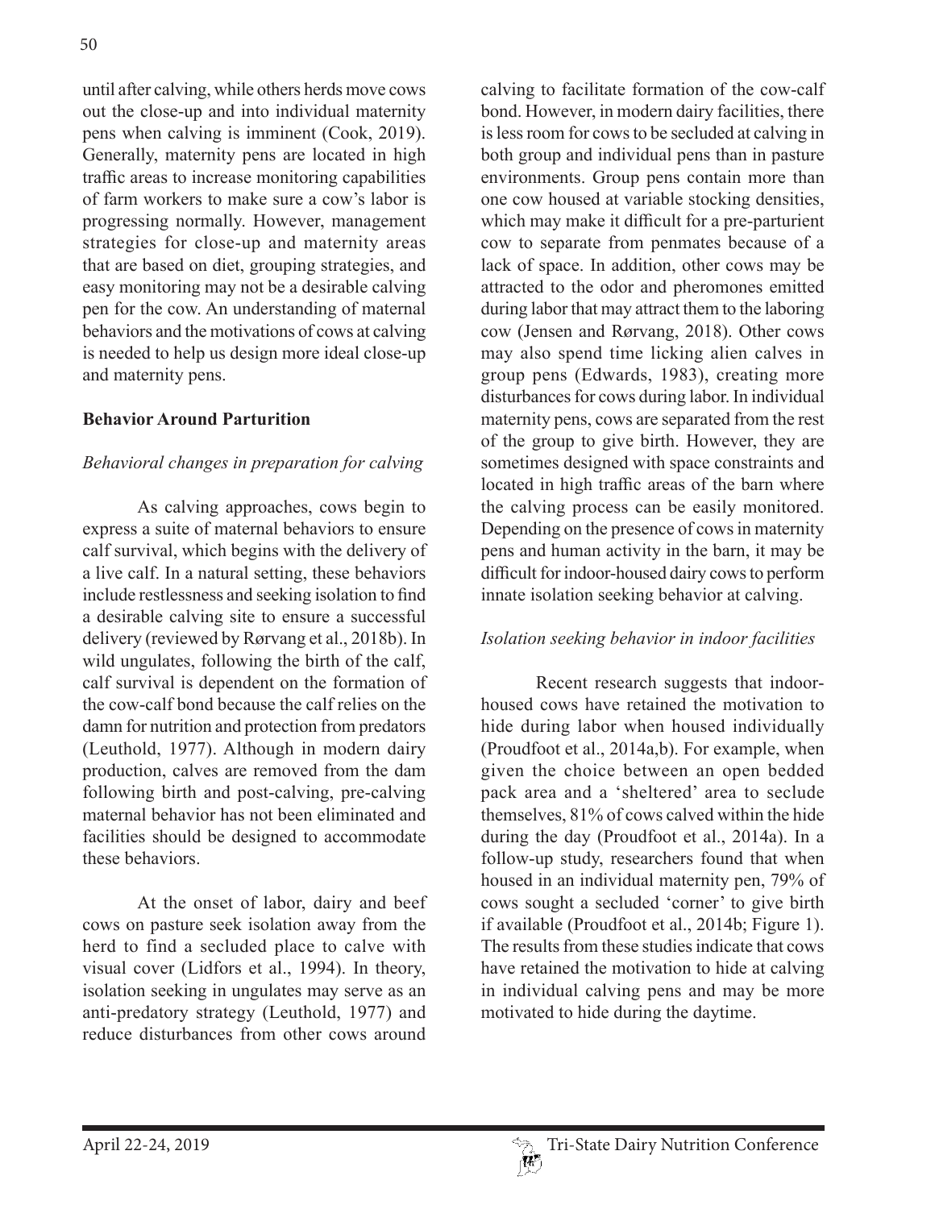until after calving, while others herds move cows out the close-up and into individual maternity pens when calving is imminent (Cook, 2019). Generally, maternity pens are located in high traffic areas to increase monitoring capabilities of farm workers to make sure a cow's labor is progressing normally. However, management strategies for close-up and maternity areas that are based on diet, grouping strategies, and easy monitoring may not be a desirable calving pen for the cow. An understanding of maternal behaviors and the motivations of cows at calving is needed to help us design more ideal close-up and maternity pens.

## Behavior Around Parturition

### *Behavioral changes in preparation for calving*

As calving approaches, cows begin to express a suite of maternal behaviors to ensure calf survival, which begins with the delivery of a live calf. In a natural setting, these behaviors include restlessness and seeking isolation to find a desirable calving site to ensure a successful delivery (reviewed by Rørvang et al., 2018b). In wild ungulates, following the birth of the calf, calf survival is dependent on the formation of the cow-calf bond because the calf relies on the damn for nutrition and protection from predators (Leuthold, 1977). Although in modern dairy production, calves are removed from the dam following birth and post-calving, pre-calving maternal behavior has not been eliminated and facilities should be designed to accommodate these behaviors.

At the onset of labor, dairy and beef cows on pasture seek isolation away from the herd to find a secluded place to calve with visual cover (Lidfors et al., 1994). In theory, isolation seeking in ungulates may serve as an anti-predatory strategy (Leuthold, 1977) and reduce disturbances from other cows around calving to facilitate formation of the cow-calf bond. However, in modern dairy facilities, there is less room for cows to be secluded at calving in both group and individual pens than in pasture environments. Group pens contain more than one cow housed at variable stocking densities, which may make it difficult for a pre-parturient cow to separate from penmates because of a lack of space. In addition, other cows may be attracted to the odor and pheromones emitted during labor that may attract them to the laboring cow (Jensen and Rørvang, 2018). Other cows may also spend time licking alien calves in group pens (Edwards, 1983), creating more disturbances for cows during labor. In individual maternity pens, cows are separated from the rest of the group to give birth. However, they are sometimes designed with space constraints and located in high traffic areas of the barn where the calving process can be easily monitored. Depending on the presence of cows in maternity pens and human activity in the barn, it may be difficult for indoor-housed dairy cows to perform innate isolation seeking behavior at calving.

### *Isolation seeking behavior in indoor facilities*

Recent research suggests that indoor-housed cows have retained the motivation to hide during labor when housed individually (Proudfoot et al., 2014a,b). For example, when given the choice between an open bedded pack area and a 'sheltered' area to seclude themselves, 81% of cows calved within the hide during the day (Proudfoot et al., 2014a). In a follow-up study, researchers found that when housed in an individual maternity pen, 79% of cows sought a secluded 'corner' to give birth if available (Proudfoot et al., 2014b; Figure 1). The results from these studies indicate that cows have retained the motivation to hide at calving in individual calving pens and may be more motivated to hide during the daytime.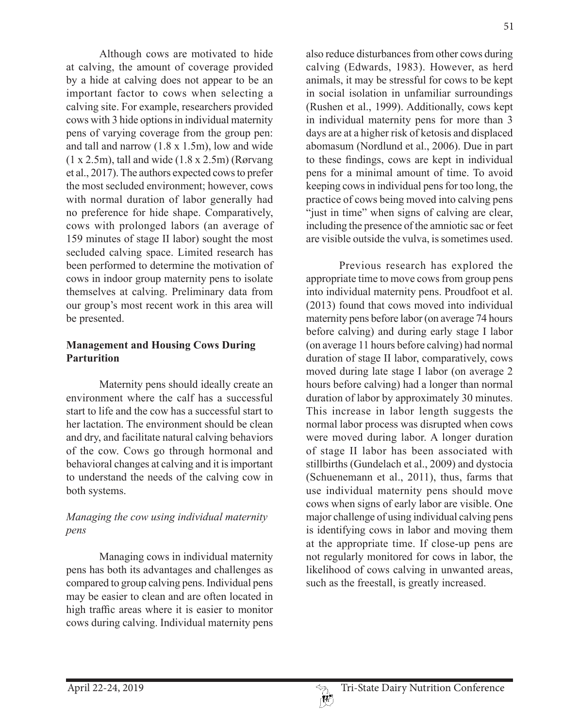Although cows are motivated to hide at calving, the amount of coverage provided by a hide at calving does not appear to be an important factor to cows when selecting a calving site. For example, researchers provided cows with 3 hide options in individual maternity pens of varying coverage from the group pen: and tall and narrow (1.8 x 1.5m), low and wide (1 x 2.5m), tall and wide (1.8 x 2.5m) (Rørvang et al., 2017). The authors expected cows to prefer the most secluded environment; however, cows with normal duration of labor generally had no preference for hide shape. Comparatively, cows with prolonged labors (an average of 159 minutes of stage II labor) sought the most secluded calving space. Limited research has been performed to determine the motivation of cows in indoor group maternity pens to isolate themselves at calving. Preliminary data from our group's most recent work in this area will be presented.

## Management and Housing Cows During Parturition

Maternity pens should ideally create an environment where the calf has a successful start to life and the cow has a successful start to her lactation. The environment should be clean and dry, and facilitate natural calving behaviors of the cow. Cows go through hormonal and behavioral changes at calving and it is important to understand the needs of the calving cow in both systems.

### *Managing the cow using individual maternity pens*

Managing cows in individual maternity pens has both its advantages and challenges as compared to group calving pens. Individual pens may be easier to clean and are often located in high traffic areas where it is easier to monitor cows during calving. Individual maternity pens also reduce disturbances from other cows during calving (Edwards, 1983). However, as herd animals, it may be stressful for cows to be kept in social isolation in unfamiliar surroundings (Rushen et al., 1999). Additionally, cows kept in individual maternity pens for more than 3 days are at a higher risk of ketosis and displaced abomasum (Nordlund et al., 2006). Due in part to these findings, cows are kept in individual pens for a minimal amount of time. To avoid keeping cows in individual pens for too long, the practice of cows being moved into calving pens "just in time" when signs of calving are clear, including the presence of the amniotic sac or feet are visible outside the vulva, is sometimes used.

Previous research has explored the appropriate time to move cows from group pens into individual maternity pens. Proudfoot et al. (2013) found that cows moved into individual maternity pens before labor (on average 74 hours before calving) and during early stage I labor (on average 11 hours before calving) had normal duration of stage II labor, comparatively, cows moved during late stage I labor (on average 2 hours before calving) had a longer than normal duration of labor by approximately 30 minutes. This increase in labor length suggests the normal labor process was disrupted when cows were moved during labor. A longer duration of stage II labor has been associated with stillbirths (Gundelach et al., 2009) and dystocia (Schuenemann et al., 2011), thus, farms that use individual maternity pens should move cows when signs of early labor are visible. One major challenge of using individual calving pens is identifying cows in labor and moving them at the appropriate time. If close-up pens are not regularly monitored for cows in labor, the likelihood of cows calving in unwanted areas, such as the freestall, is greatly increased.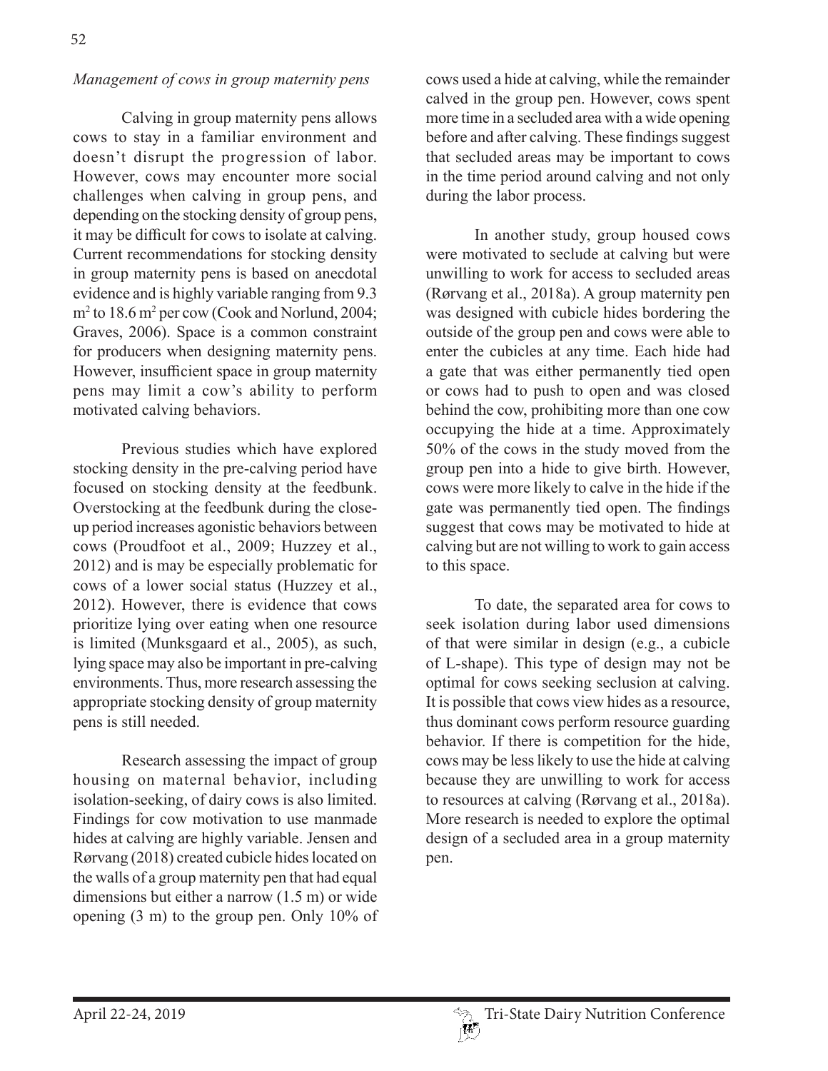*Management of cows in group maternity pens*

Calving in group maternity pens allows cows to stay in a familiar environment and doesn't disrupt the progression of labor. However, cows may encounter more social challenges when calving in group pens, and depending on the stocking density of group pens, it may be difficult for cows to isolate at calving. Current recommendations for stocking density in group maternity pens is based on anecdotal evidence and is highly variable ranging from 9.3 $m^2$ to 18.6 $m^2$ per cow (Cook and Norlund, 2004; Graves, 2006). Space is a common constraint for producers when designing maternity pens. However, insufficient space in group maternity pens may limit a cow's ability to perform motivated calving behaviors.

Previous studies which have explored stocking density in the pre-calving period have focused on stocking density at the feedbunk. Overstocking at the feedbunk during the close-up period increases agonistic behaviors between cows (Proudfoot et al., 2009; Huzzey et al., 2012) and is may be especially problematic for cows of a lower social status (Huzzey et al., 2012). However, there is evidence that cows prioritize lying over eating when one resource is limited (Munksgaard et al., 2005), as such, lying space may also be important in pre-calving environments. Thus, more research assessing the appropriate stocking density of group maternity pens is still needed.

Research assessing the impact of group housing on maternal behavior, including isolation-seeking, of dairy cows is also limited. Findings for cow motivation to use manmade hides at calving are highly variable. Jensen and Rørvang (2018) created cubicle hides located on the walls of a group maternity pen that had equal dimensions but either a narrow (1.5 m) or wide opening (3 m) to the group pen. Only 10% of cows used a hide at calving, while the remainder calved in the group pen. However, cows spent more time in a secluded area with a wide opening before and after calving. These findings suggest that secluded areas may be important to cows in the time period around calving and not only during the labor process.

In another study, group housed cows were motivated to seclude at calving but were unwilling to work for access to secluded areas (Rørvang et al., 2018a). A group maternity pen was designed with cubicle hides bordering the outside of the group pen and cows were able to enter the cubicles at any time. Each hide had a gate that was either permanently tied open or cows had to push to open and was closed behind the cow, prohibiting more than one cow occupying the hide at a time. Approximately 50% of the cows in the study moved from the group pen into a hide to give birth. However, cows were more likely to calve in the hide if the gate was permanently tied open. The findings suggest that cows may be motivated to hide at calving but are not willing to work to gain access to this space.

To date, the separated area for cows to seek isolation during labor used dimensions of that were similar in design (e.g., a cubicle of L-shape). This type of design may not be optimal for cows seeking seclusion at calving. It is possible that cows view hides as a resource, thus dominant cows perform resource guarding behavior. If there is competition for the hide, cows may be less likely to use the hide at calving because they are unwilling to work for access to resources at calving (Rørvang et al., 2018a). More research is needed to explore the optimal design of a secluded area in a group maternity pen.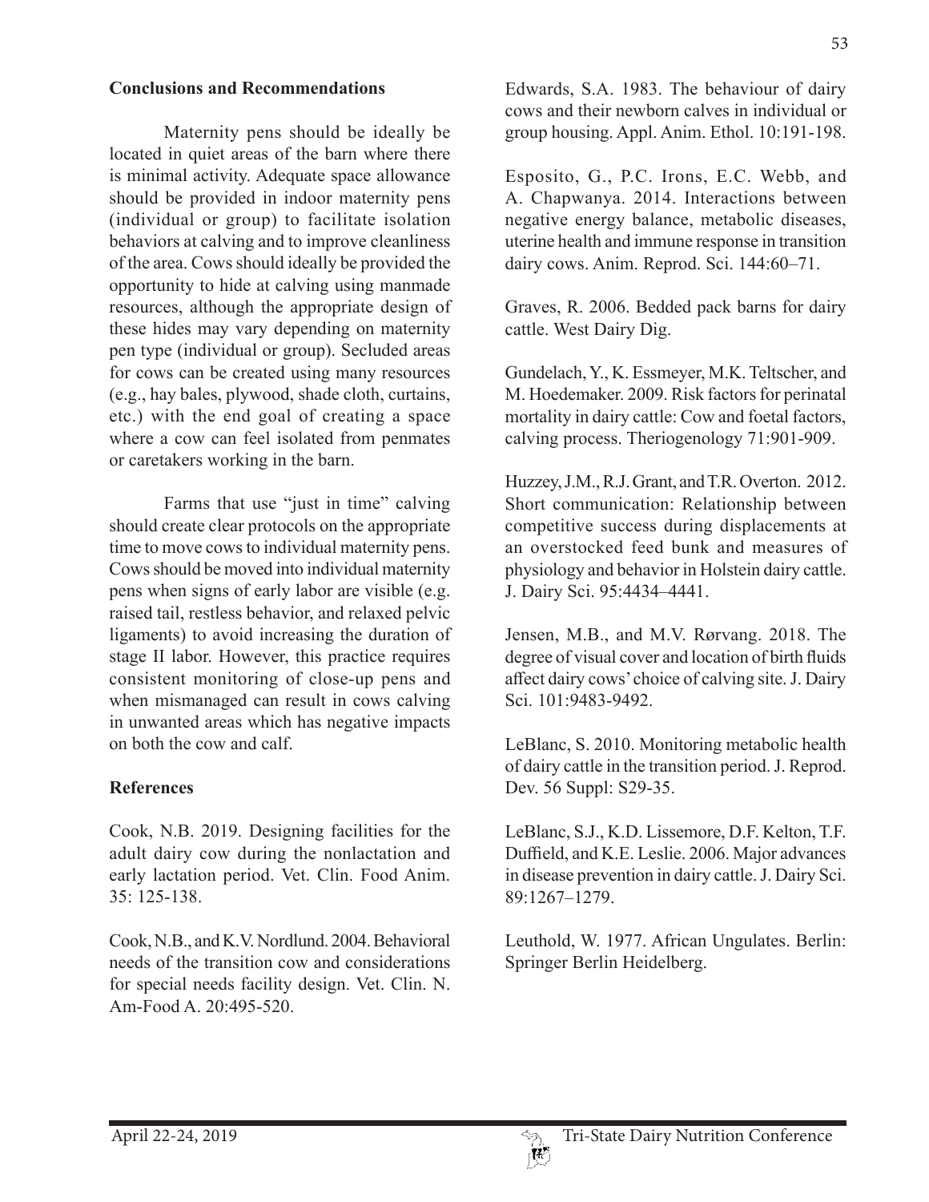## Conclusions and Recommendations

Maternity pens should be ideally be located in quiet areas of the barn where there is minimal activity. Adequate space allowance should be provided in indoor maternity pens (individual or group) to facilitate isolation behaviors at calving and to improve cleanliness of the area. Cows should ideally be provided the opportunity to hide at calving using manmade resources, although the appropriate design of these hides may vary depending on maternity pen type (individual or group). Secluded areas for cows can be created using many resources (e.g., hay bales, plywood, shade cloth, curtains, etc.) with the end goal of creating a space where a cow can feel isolated from penmates or caretakers working in the barn.

Farms that use "just in time" calving should create clear protocols on the appropriate time to move cows to individual maternity pens. Cows should be moved into individual maternity pens when signs of early labor are visible (e.g. raised tail, restless behavior, and relaxed pelvic ligaments) to avoid increasing the duration of stage II labor. However, this practice requires consistent monitoring of close-up pens and when mismanaged can result in cows calving in unwanted areas which has negative impacts on both the cow and calf.

## References

Cook, N.B. 2019. Designing facilities for the adult dairy cow during the nonlactation and early lactation period. Vet. Clin. Food Anim. 35: 125-138.

Cook, N.B., and K.V. Nordlund. 2004. Behavioral needs of the transition cow and considerations for special needs facility design. Vet. Clin. N. Am-Food A. 20:495-520.

Edwards, S.A. 1983. The behaviour of dairy cows and their newborn calves in individual or group housing. Appl. Anim. Ethol. 10:191-198.

Esposito, G., P.C. Irons, E.C. Webb, and A. Chapwanya. 2014. Interactions between negative energy balance, metabolic diseases, uterine health and immune response in transition dairy cows. Anim. Reprod. Sci. 144:60–71.

Graves, R. 2006. Bedded pack barns for dairy cattle. West Dairy Dig.

Gundelach, Y., K. Essmeyer, M.K. Teltscher, and M. Hoedemaker. 2009. Risk factors for perinatal mortality in dairy cattle: Cow and foetal factors, calving process. Theriogenology 71:901-909.

Huzzey, J.M., R.J. Grant, and T.R. Overton. 2012. Short communication: Relationship between competitive success during displacements at an overstocked feed bunk and measures of physiology and behavior in Holstein dairy cattle. J. Dairy Sci. 95:4434–4441.

Jensen, M.B., and M.V. Rørvang. 2018. The degree of visual cover and location of birth fluids affect dairy cows' choice of calving site. J. Dairy Sci. 101:9483-9492.

LeBlanc, S. 2010. Monitoring metabolic health of dairy cattle in the transition period. J. Reprod. Dev. 56 Suppl: S29-35.

LeBlanc, S.J., K.D. Lissemore, D.F. Kelton, T.F. Duffield, and K.E. Leslie. 2006. Major advances in disease prevention in dairy cattle. J. Dairy Sci. 89:1267–1279.

Leuthold, W. 1977. African Ungulates. Berlin: Springer Berlin Heidelberg.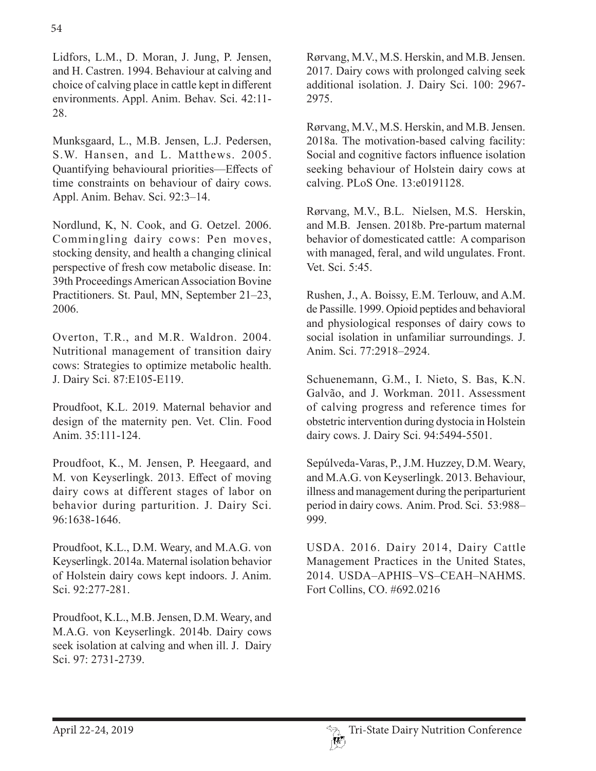Lidfors, L.M., D. Moran, J. Jung, P. Jensen, and H. Castren. 1994. Behaviour at calving and choice of calving place in cattle kept in different environments. Appl. Anim. Behav. Sci. 42:11-28.

Munksgaard, L., M.B. Jensen, L.J. Pedersen, S.W. Hansen, and L. Matthews. 2005. Quantifying behavioural priorities—Effects of time constraints on behaviour of dairy cows. Appl. Anim. Behav. Sci. 92:3–14.

Nordlund, K, N. Cook, and G. Oetzel. 2006. Commingling dairy cows: Pen moves, stocking density, and health a changing clinical perspective of fresh cow metabolic disease. In: 39th Proceedings American Association Bovine Practitioners. St. Paul, MN, September 21–23, 2006.

Overton, T.R., and M.R. Waldron. 2004. Nutritional management of transition dairy cows: Strategies to optimize metabolic health. J. Dairy Sci. 87:E105-E119.

Proudfoot, K.L. 2019. Maternal behavior and design of the maternity pen. Vet. Clin. Food Anim. 35:111-124.

Proudfoot, K., M. Jensen, P. Heegaard, and M. von Keyserlingk. 2013. Effect of moving dairy cows at different stages of labor on behavior during parturition. J. Dairy Sci. 96:1638-1646.

Proudfoot, K.L., D.M. Weary, and M.A.G. von Keyserlingk. 2014a. Maternal isolation behavior of Holstein dairy cows kept indoors. J. Anim. Sci. 92:277-281.

Proudfoot, K.L., M.B. Jensen, D.M. Weary, and M.A.G. von Keyserlingk. 2014b. Dairy cows seek isolation at calving and when ill. J. Dairy Sci. 97: 2731-2739.

Rørvang, M.V., M.S. Herskin, and M.B. Jensen. 2017. Dairy cows with prolonged calving seek additional isolation. J. Dairy Sci. 100: 2967-2975.

Rørvang, M.V., M.S. Herskin, and M.B. Jensen. 2018a. The motivation-based calving facility: Social and cognitive factors influence isolation seeking behaviour of Holstein dairy cows at calving. PLoS One. 13:e0191128.

Rørvang, M.V., B.L. Nielsen, M.S. Herskin, and M.B. Jensen. 2018b. Pre-partum maternal behavior of domesticated cattle: A comparison with managed, feral, and wild ungulates. Front. Vet. Sci. 5:45.

Rushen, J., A. Boissy, E.M. Terlouw, and A.M. de Passille. 1999. Opioid peptides and behavioral and physiological responses of dairy cows to social isolation in unfamiliar surroundings. J. Anim. Sci. 77:2918–2924.

Schuenemann, G.M., I. Nieto, S. Bas, K.N. Galvão, and J. Workman. 2011. Assessment of calving progress and reference times for obstetric intervention during dystocia in Holstein dairy cows. J. Dairy Sci. 94:5494-5501.

Sepúlveda-Varas, P., J.M. Huzzey, D.M. Weary, and M.A.G. von Keyserlingk. 2013. Behaviour, illness and management during the periparturient period in dairy cows. Anim. Prod. Sci. 53:988–999.

USDA. 2016. Dairy 2014, Dairy Cattle Management Practices in the United States, 2014. USDA–APHIS–VS–CEAH–NAHMS. Fort Collins, CO. #692.0216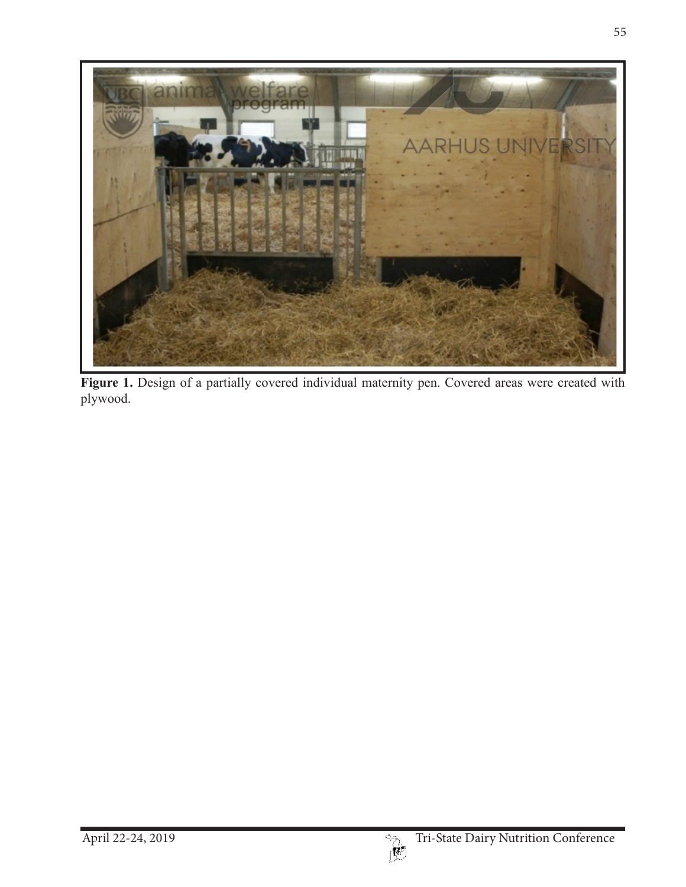**Figure 1.** Design of a partially covered individual maternity pen. Covered areas were created with plywood.